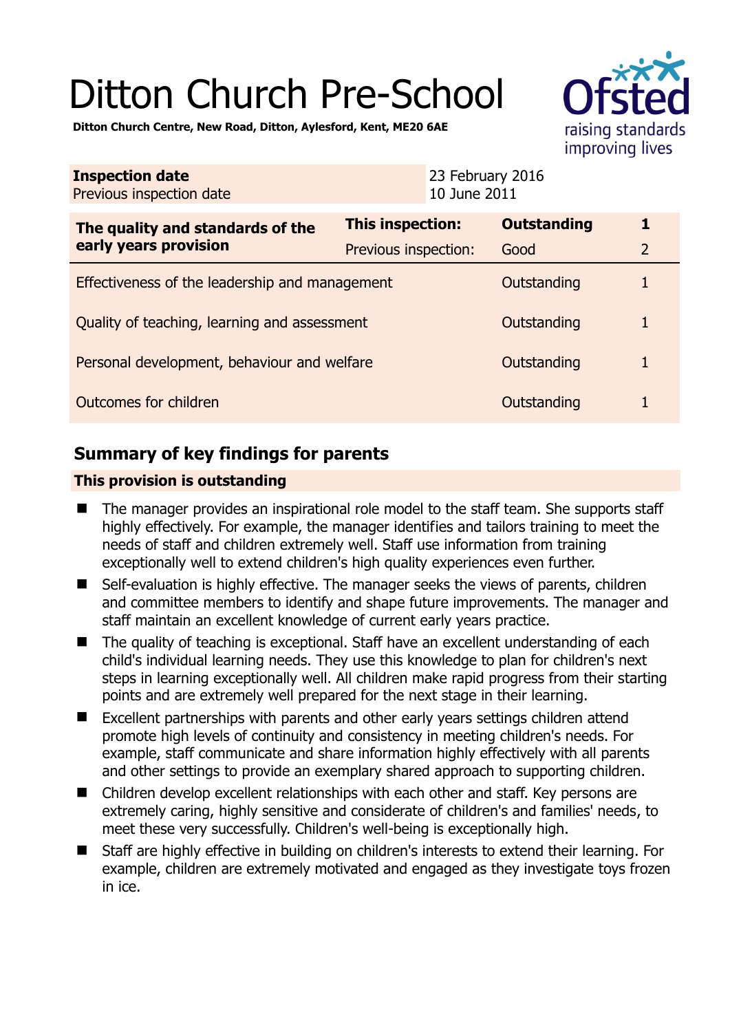# Ditton Church Pre-School

**Ditton Church Centre, New Road, Ditton, Aylesford, Kent, ME20 6AE**

| **Inspection date** | 23 February 2016 |
|---|---|
| Previous inspection date | 10 June 2011 |

| **The quality and standards of the early years provision** | **This inspection:** | **Outstanding** | **1** |
|---|---|---|---|
| | Previous inspection: | Good | 2 |
| Effectiveness of the leadership and management | | Outstanding | 1 |
| Quality of teaching, learning and assessment | | Outstanding | 1 |
| Personal development, behaviour and welfare | | Outstanding | 1 |
| Outcomes for children | | Outstanding | 1 |

## Summary of key findings for parents

**This provision is outstanding**

- The manager provides an inspirational role model to the staff team. She supports staff highly effectively. For example, the manager identifies and tailors training to meet the needs of staff and children extremely well. Staff use information from training exceptionally well to extend children's high quality experiences even further.
- Self-evaluation is highly effective. The manager seeks the views of parents, children and committee members to identify and shape future improvements. The manager and staff maintain an excellent knowledge of current early years practice.
- The quality of teaching is exceptional. Staff have an excellent understanding of each child's individual learning needs. They use this knowledge to plan for children's next steps in learning exceptionally well. All children make rapid progress from their starting points and are extremely well prepared for the next stage in their learning.
- Excellent partnerships with parents and other early years settings children attend promote high levels of continuity and consistency in meeting children's needs. For example, staff communicate and share information highly effectively with all parents and other settings to provide an exemplary shared approach to supporting children.
- Children develop excellent relationships with each other and staff. Key persons are extremely caring, highly sensitive and considerate of children's and families' needs, to meet these very successfully. Children's well-being is exceptionally high.
- Staff are highly effective in building on children's interests to extend their learning. For example, children are extremely motivated and engaged as they investigate toys frozen in ice.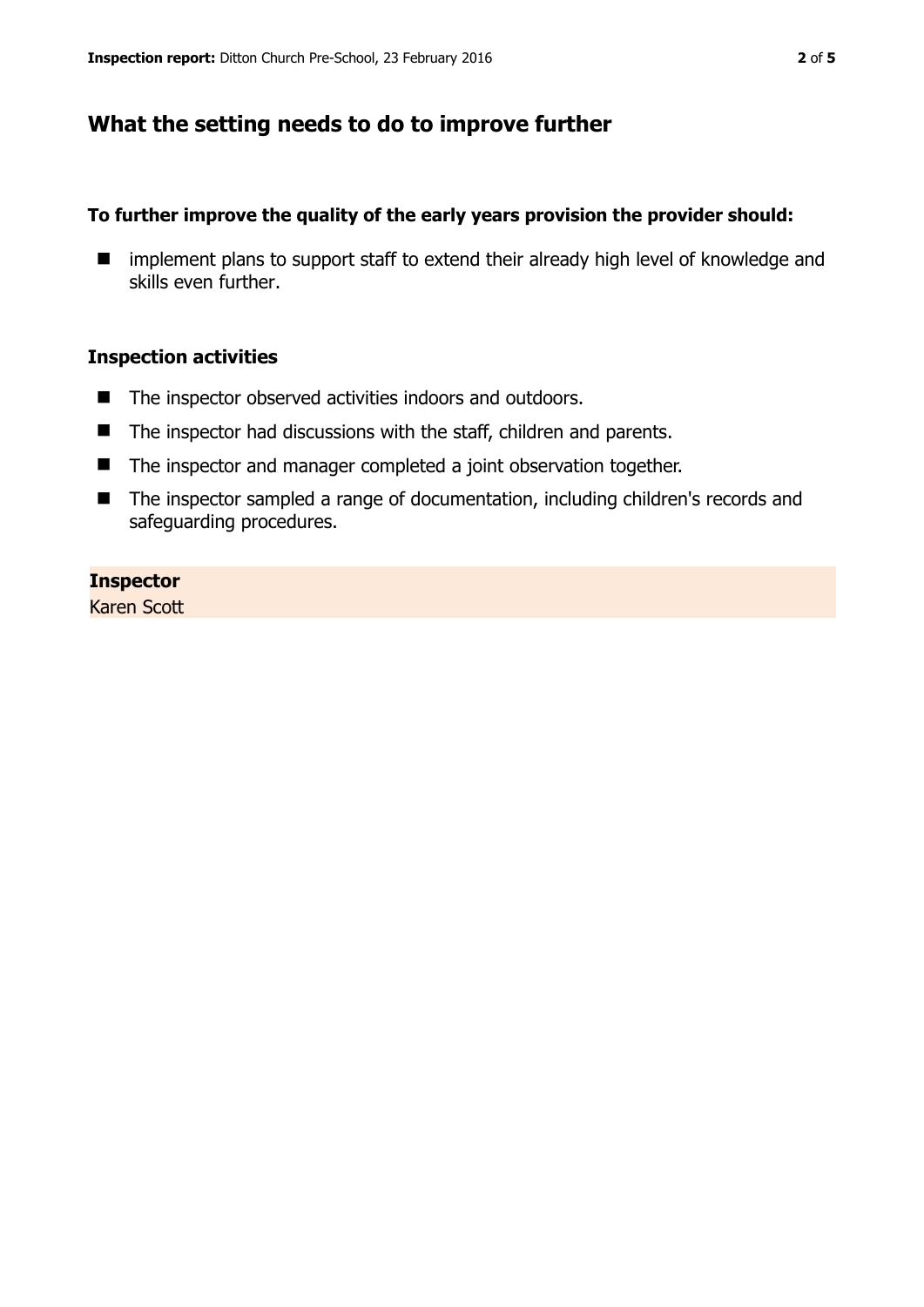## What the setting needs to do to improve further

**To further improve the quality of the early years provision the provider should:**

- implement plans to support staff to extend their already high level of knowledge and skills even further.

### Inspection activities

- The inspector observed activities indoors and outdoors.
- The inspector had discussions with the staff, children and parents.
- The inspector and manager completed a joint observation together.
- The inspector sampled a range of documentation, including children's records and safeguarding procedures.

**Inspector**
Karen Scott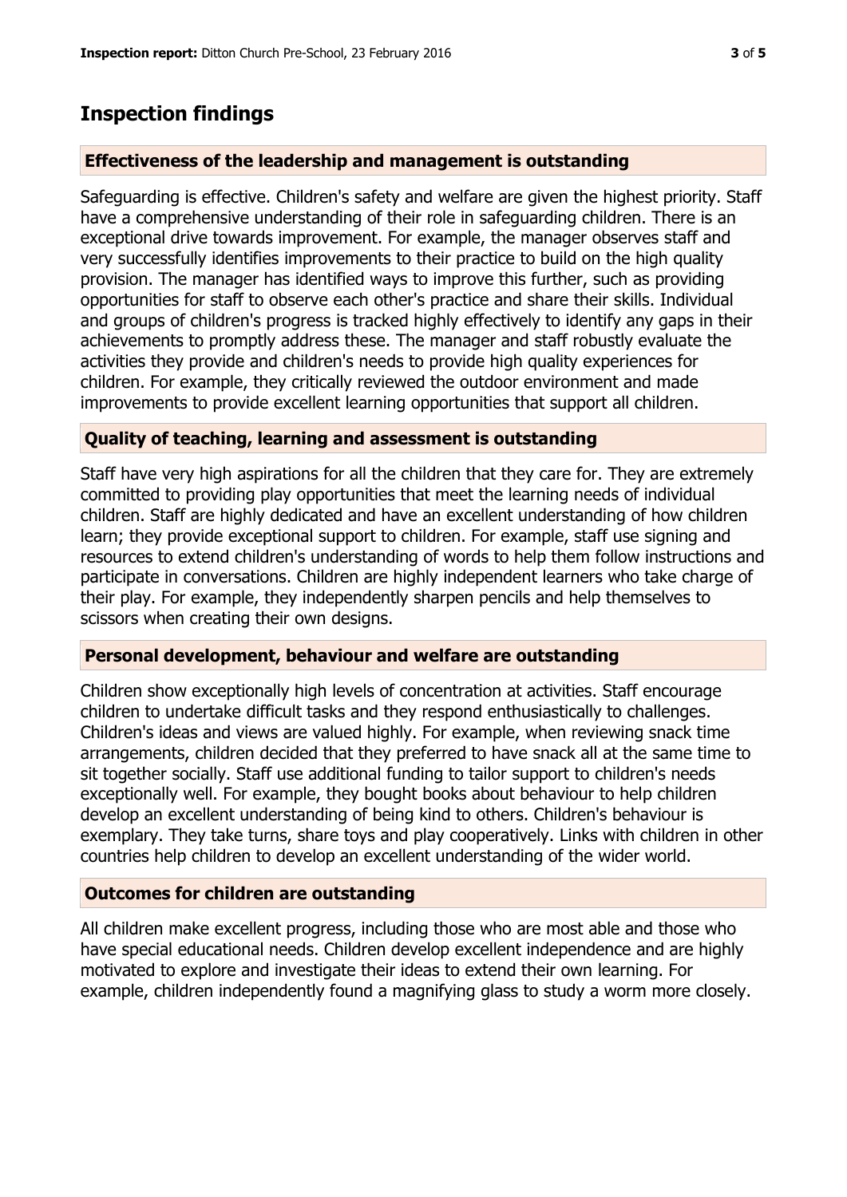## Inspection findings

### Effectiveness of the leadership and management is outstanding

Safeguarding is effective. Children's safety and welfare are given the highest priority. Staff have a comprehensive understanding of their role in safeguarding children. There is an exceptional drive towards improvement. For example, the manager observes staff and very successfully identifies improvements to their practice to build on the high quality provision. The manager has identified ways to improve this further, such as providing opportunities for staff to observe each other's practice and share their skills. Individual and groups of children's progress is tracked highly effectively to identify any gaps in their achievements to promptly address these. The manager and staff robustly evaluate the activities they provide and children's needs to provide high quality experiences for children. For example, they critically reviewed the outdoor environment and made improvements to provide excellent learning opportunities that support all children.

### Quality of teaching, learning and assessment is outstanding

Staff have very high aspirations for all the children that they care for. They are extremely committed to providing play opportunities that meet the learning needs of individual children. Staff are highly dedicated and have an excellent understanding of how children learn; they provide exceptional support to children. For example, staff use signing and resources to extend children's understanding of words to help them follow instructions and participate in conversations. Children are highly independent learners who take charge of their play. For example, they independently sharpen pencils and help themselves to scissors when creating their own designs.

### Personal development, behaviour and welfare are outstanding

Children show exceptionally high levels of concentration at activities. Staff encourage children to undertake difficult tasks and they respond enthusiastically to challenges. Children's ideas and views are valued highly. For example, when reviewing snack time arrangements, children decided that they preferred to have snack all at the same time to sit together socially. Staff use additional funding to tailor support to children's needs exceptionally well. For example, they bought books about behaviour to help children develop an excellent understanding of being kind to others. Children's behaviour is exemplary. They take turns, share toys and play cooperatively. Links with children in other countries help children to develop an excellent understanding of the wider world.

### Outcomes for children are outstanding

All children make excellent progress, including those who are most able and those who have special educational needs. Children develop excellent independence and are highly motivated to explore and investigate their ideas to extend their own learning. For example, children independently found a magnifying glass to study a worm more closely.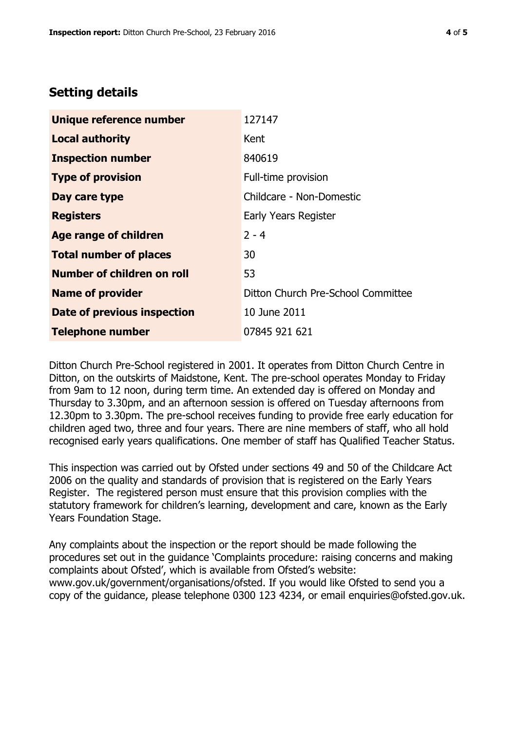## Setting details

| Unique reference number | 127147 |
| --- | --- |
| Local authority | Kent |
| Inspection number | 840619 |
| Type of provision | Full-time provision |
| Day care type | Childcare - Non-Domestic |
| Registers | Early Years Register |
| Age range of children | 2 - 4 |
| Total number of places | 30 |
| Number of children on roll | 53 |
| Name of provider | Ditton Church Pre-School Committee |
| Date of previous inspection | 10 June 2011 |
| Telephone number | 07845 921 621 |

Ditton Church Pre-School registered in 2001. It operates from Ditton Church Centre in Ditton, on the outskirts of Maidstone, Kent. The pre-school operates Monday to Friday from 9am to 12 noon, during term time. An extended day is offered on Monday and Thursday to 3.30pm, and an afternoon session is offered on Tuesday afternoons from 12.30pm to 3.30pm. The pre-school receives funding to provide free early education for children aged two, three and four years. There are nine members of staff, who all hold recognised early years qualifications. One member of staff has Qualified Teacher Status.

This inspection was carried out by Ofsted under sections 49 and 50 of the Childcare Act 2006 on the quality and standards of provision that is registered on the Early Years Register. The registered person must ensure that this provision complies with the statutory framework for children's learning, development and care, known as the Early Years Foundation Stage.

Any complaints about the inspection or the report should be made following the procedures set out in the guidance 'Complaints procedure: raising concerns and making complaints about Ofsted', which is available from Ofsted's website: www.gov.uk/government/organisations/ofsted. If you would like Ofsted to send you a copy of the guidance, please telephone 0300 123 4234, or email enquiries@ofsted.gov.uk.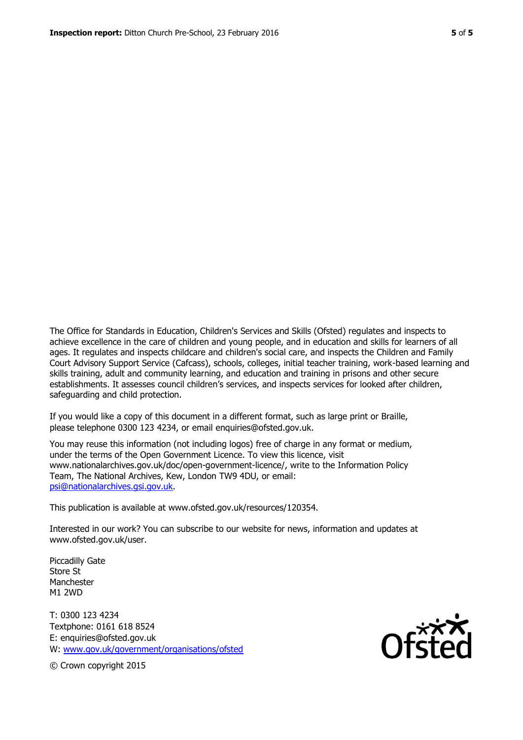The Office for Standards in Education, Children's Services and Skills (Ofsted) regulates and inspects to achieve excellence in the care of children and young people, and in education and skills for learners of all ages. It regulates and inspects childcare and children's social care, and inspects the Children and Family Court Advisory Support Service (Cafcass), schools, colleges, initial teacher training, work-based learning and skills training, adult and community learning, and education and training in prisons and other secure establishments. It assesses council children's services, and inspects services for looked after children, safeguarding and child protection.

If you would like a copy of this document in a different format, such as large print or Braille, please telephone 0300 123 4234, or email enquiries@ofsted.gov.uk.

You may reuse this information (not including logos) free of charge in any format or medium, under the terms of the Open Government Licence. To view this licence, visit www.nationalarchives.gov.uk/doc/open-government-licence/, write to the Information Policy Team, The National Archives, Kew, London TW9 4DU, or email: psi@nationalarchives.gsi.gov.uk.

This publication is available at www.ofsted.gov.uk/resources/120354.

Interested in our work? You can subscribe to our website for news, information and updates at www.ofsted.gov.uk/user.

Piccadilly Gate
Store St
Manchester
M1 2WD

T: 0300 123 4234
Textphone: 0161 618 8524
E: enquiries@ofsted.gov.uk
W: www.gov.uk/government/organisations/ofsted

© Crown copyright 2015